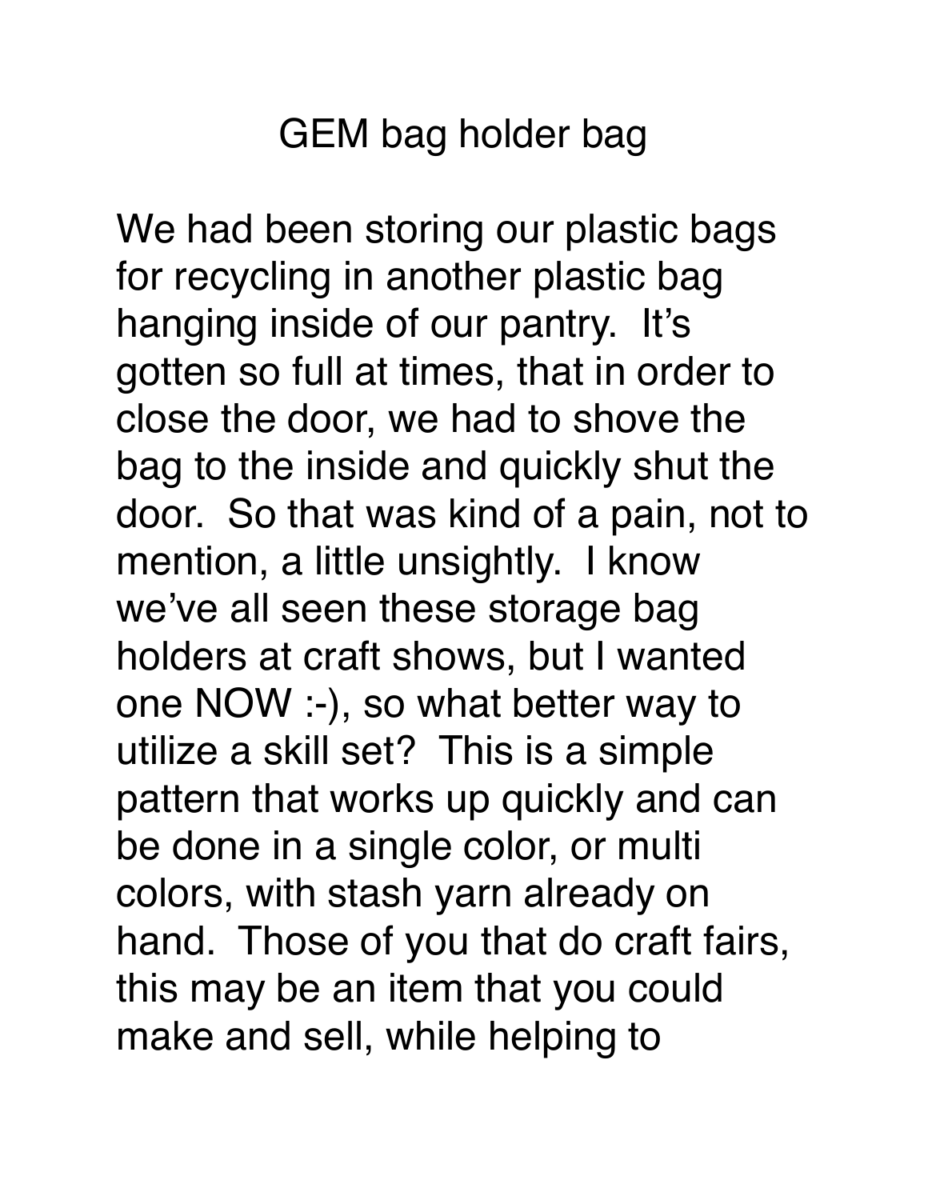# GEM bag holder bag

We had been storing our plastic bags for recycling in another plastic bag hanging inside of our pantry.  It's gotten so full at times, that in order to close the door, we had to shove the bag to the inside and quickly shut the door.  So that was kind of a pain, not to mention, a little unsightly.  I know we've all seen these storage bag holders at craft shows, but I wanted one NOW :-), so what better way to utilize a skill set?  This is a simple pattern that works up quickly and can be done in a single color, or multi colors, with stash yarn already on hand.  Those of you that do craft fairs, this may be an item that you could make and sell, while helping to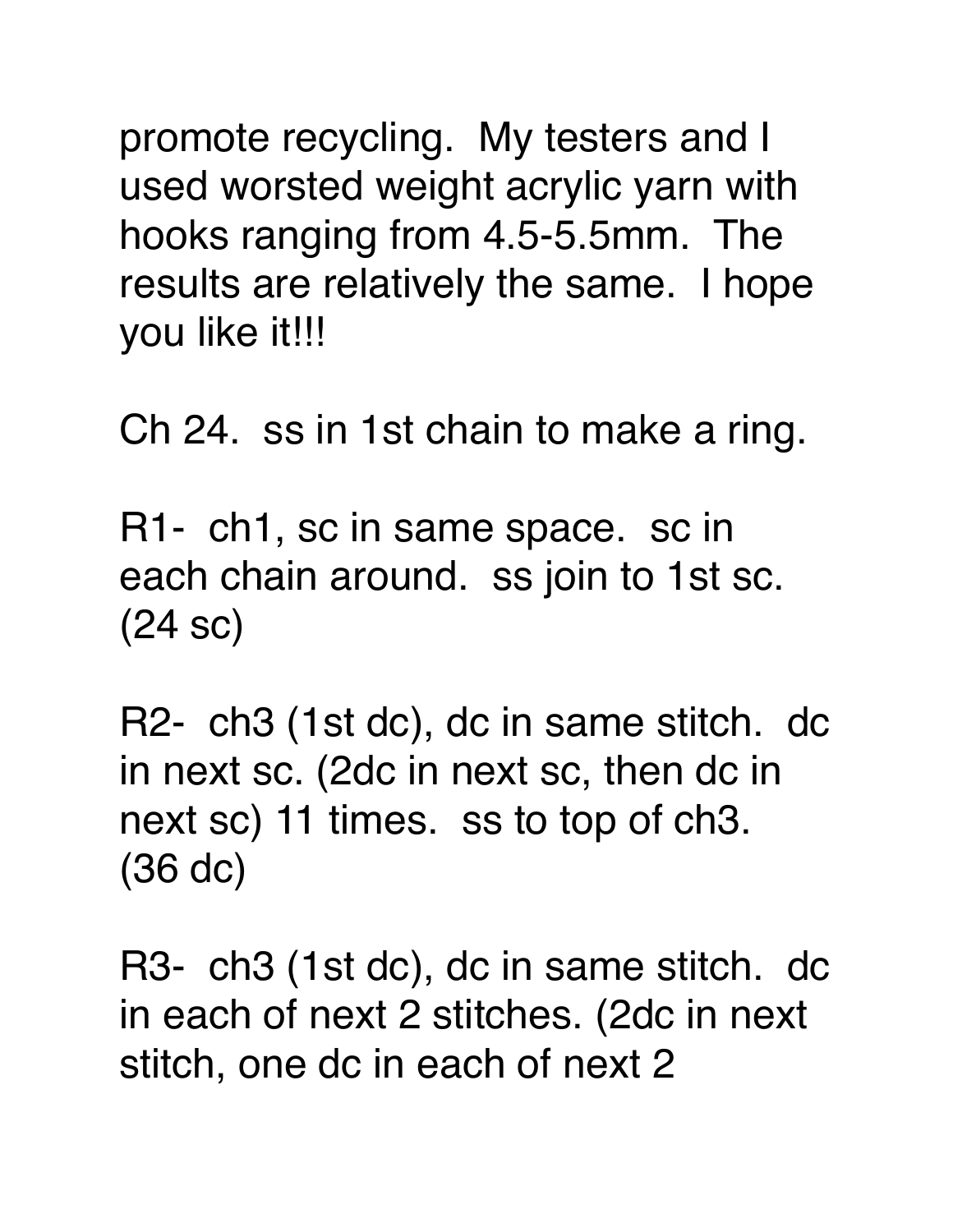promote recycling.  My testers and I used worsted weight acrylic yarn with hooks ranging from 4.5-5.5mm.  The results are relatively the same.  I hope you like it!!!

Ch 24.  ss in 1st chain to make a ring.

R1-  ch1, sc in same space.  sc in each chain around.  ss join to 1st sc. (24 sc)

R2-  ch3 (1st dc), dc in same stitch.  dc in next sc. (2dc in next sc, then dc in next sc) 11 times.  ss to top of ch3. (36 dc)

R3-  ch3 (1st dc), dc in same stitch.  dc in each of next 2 stitches. (2dc in next stitch, one dc in each of next 2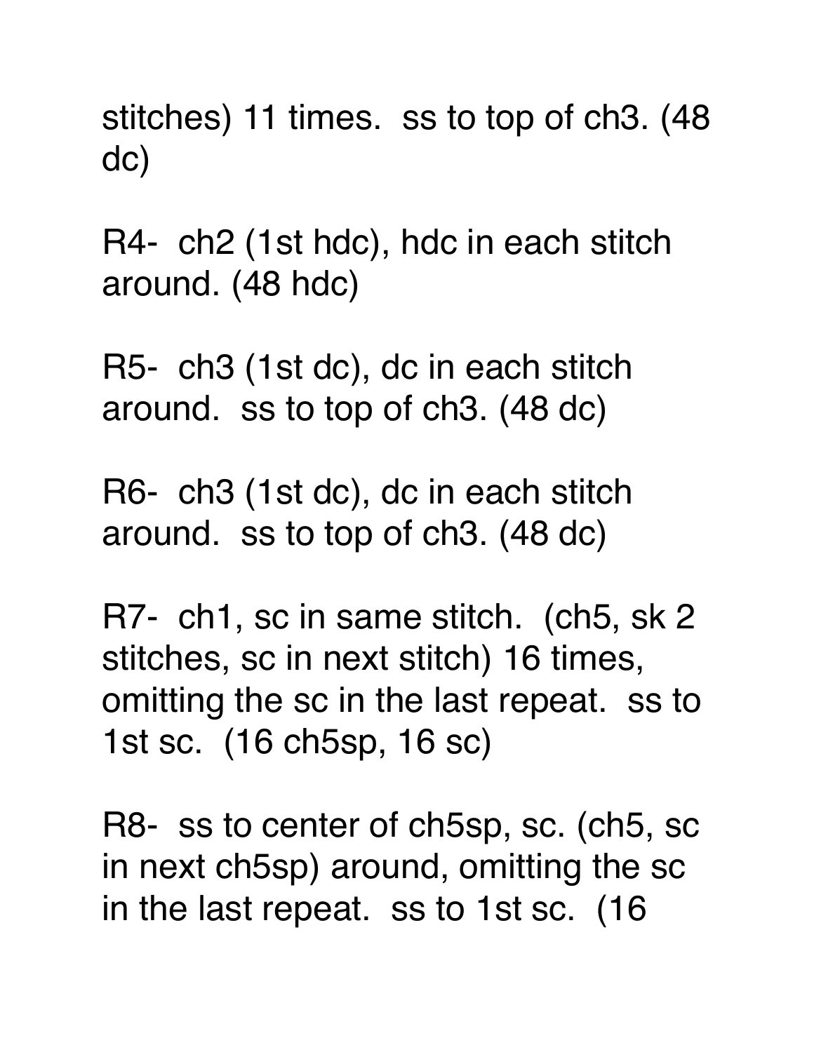stitches) 11 times.  ss to top of ch3. (48 dc)

R4-  ch2 (1st hdc), hdc in each stitch around. (48 hdc)

R5-  ch3 (1st dc), dc in each stitch around.  ss to top of ch3. (48 dc)

R6-  ch3 (1st dc), dc in each stitch around.  ss to top of ch3. (48 dc)

R7-  ch1, sc in same stitch.  (ch5, sk 2 stitches, sc in next stitch) 16 times, omitting the sc in the last repeat.  ss to 1st sc.  (16 ch5sp, 16 sc)

R8-  ss to center of ch5sp, sc. (ch5, sc in next ch5sp) around, omitting the sc in the last repeat.  ss to 1st sc.  (16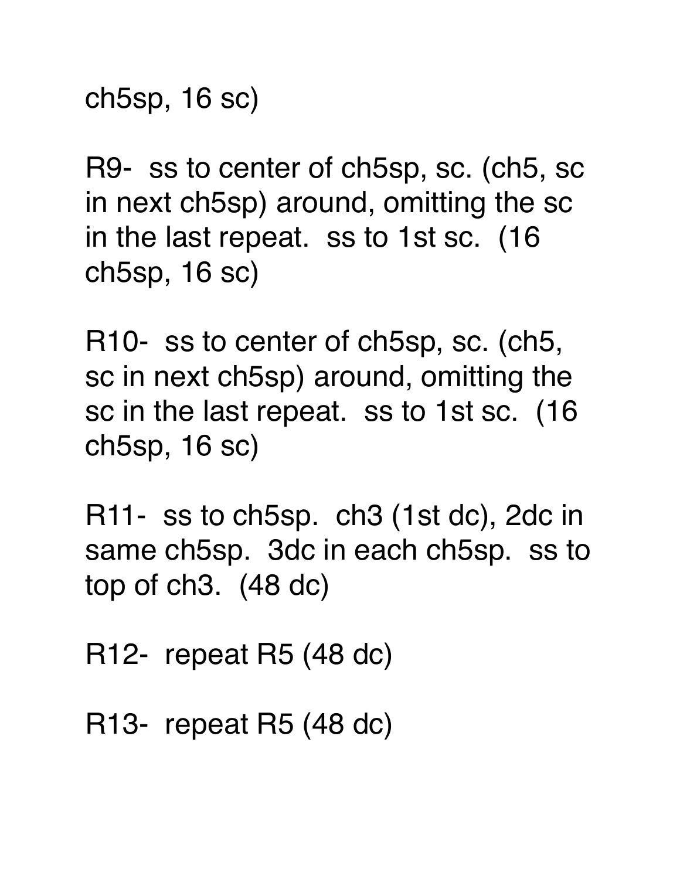ch5sp, 16 sc)

R9- ss to center of ch5sp, sc. (ch5, sc in next ch5sp) around, omitting the sc in the last repeat. ss to 1st sc. (16 ch5sp, 16 sc)

R10- ss to center of ch5sp, sc. (ch5, sc in next ch5sp) around, omitting the sc in the last repeat. ss to 1st sc. (16 ch5sp, 16 sc)

R11- ss to ch5sp. ch3 (1st dc), 2dc in same ch5sp. 3dc in each ch5sp. ss to top of ch3. (48 dc)

R12- repeat R5 (48 dc)

R13- repeat R5 (48 dc)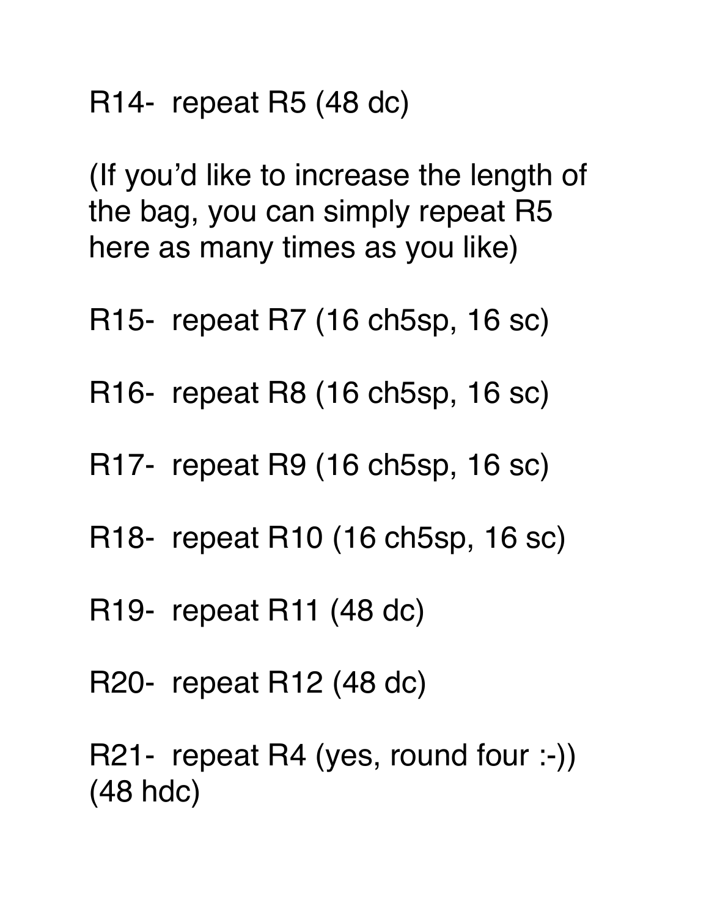R14- repeat R5 (48 dc)

(If you'd like to increase the length of the bag, you can simply repeat R5 here as many times as you like)

R15- repeat R7 (16 ch5sp, 16 sc)

R16- repeat R8 (16 ch5sp, 16 sc)

R17- repeat R9 (16 ch5sp, 16 sc)

R18- repeat R10 (16 ch5sp, 16 sc)

R19- repeat R11 (48 dc)

R20- repeat R12 (48 dc)

R21- repeat R4 (yes, round four :-)) (48 hdc)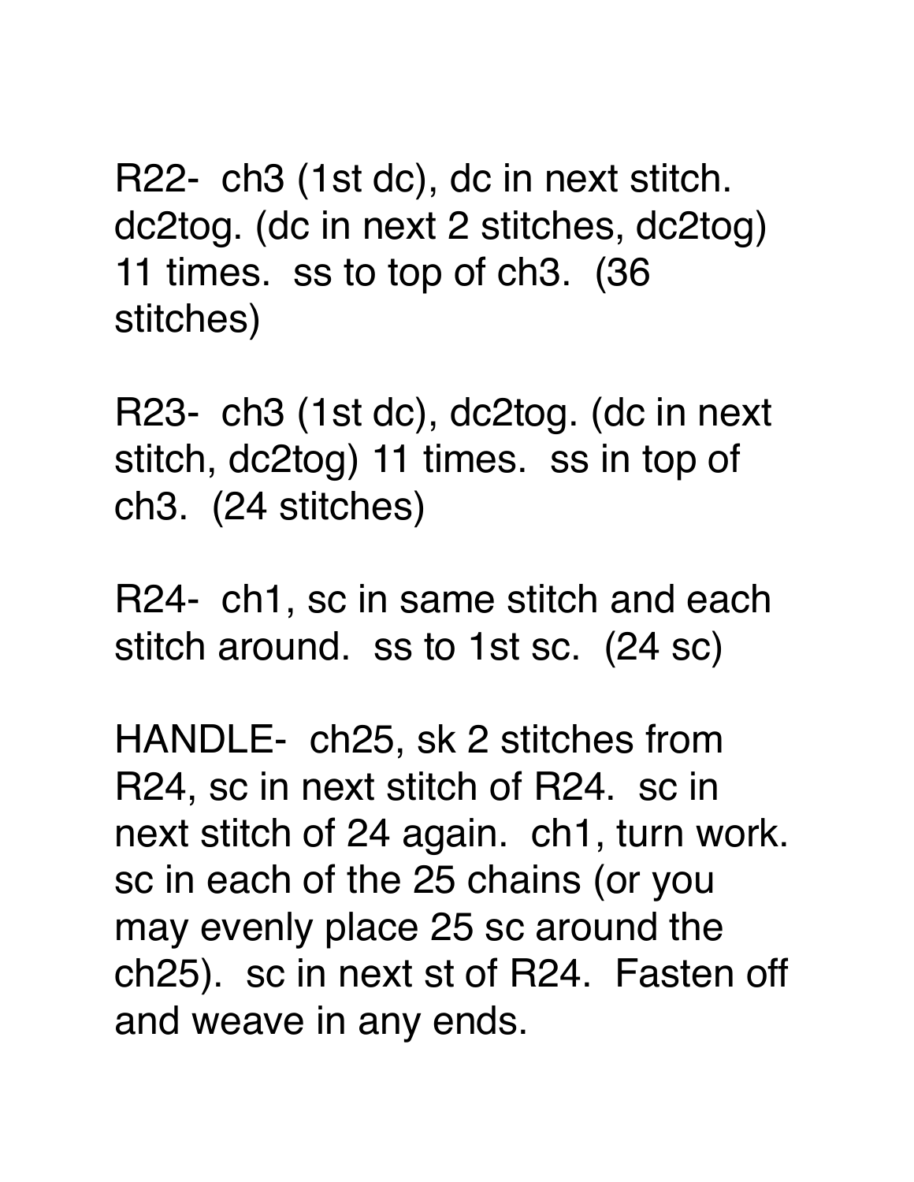R22- ch3 (1st dc), dc in next stitch. dc2tog. (dc in next 2 stitches, dc2tog) 11 times. ss to top of ch3. (36 stitches)

R23- ch3 (1st dc), dc2tog. (dc in next stitch, dc2tog) 11 times. ss in top of ch3. (24 stitches)

R24- ch1, sc in same stitch and each stitch around. ss to 1st sc. (24 sc)

HANDLE- ch25, sk 2 stitches from R24, sc in next stitch of R24. sc in next stitch of 24 again. ch1, turn work. sc in each of the 25 chains (or you may evenly place 25 sc around the ch25). sc in next st of R24. Fasten off and weave in any ends.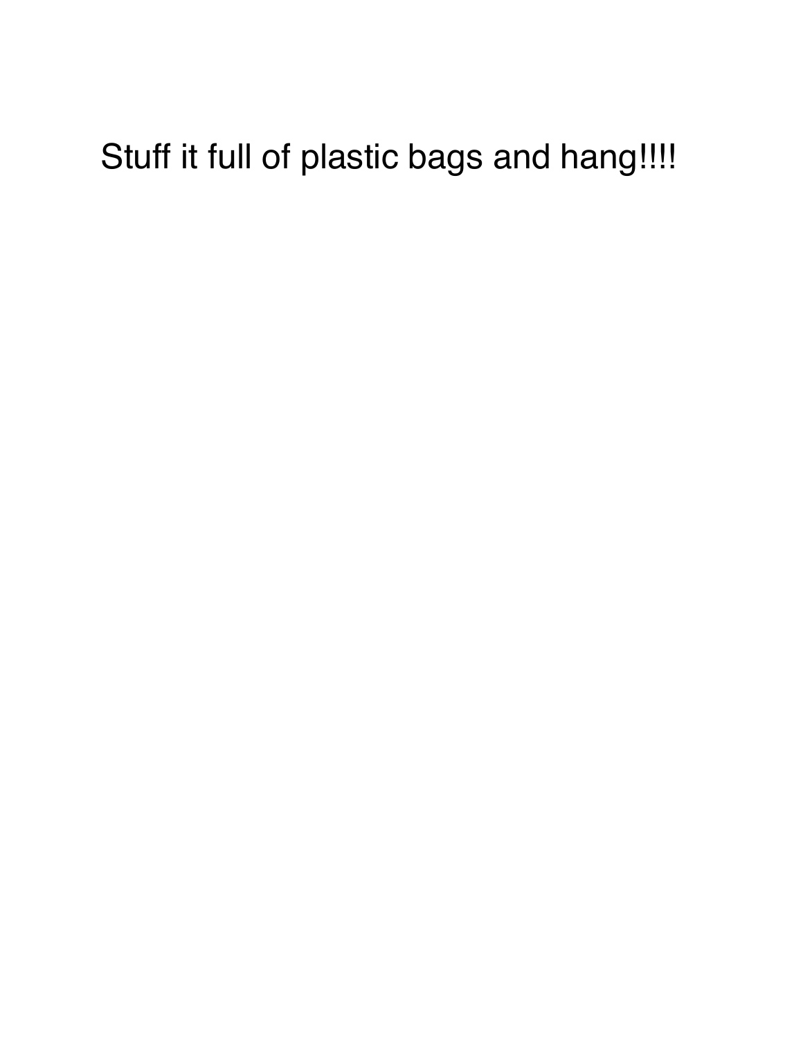Stuff it full of plastic bags and hang!!!!